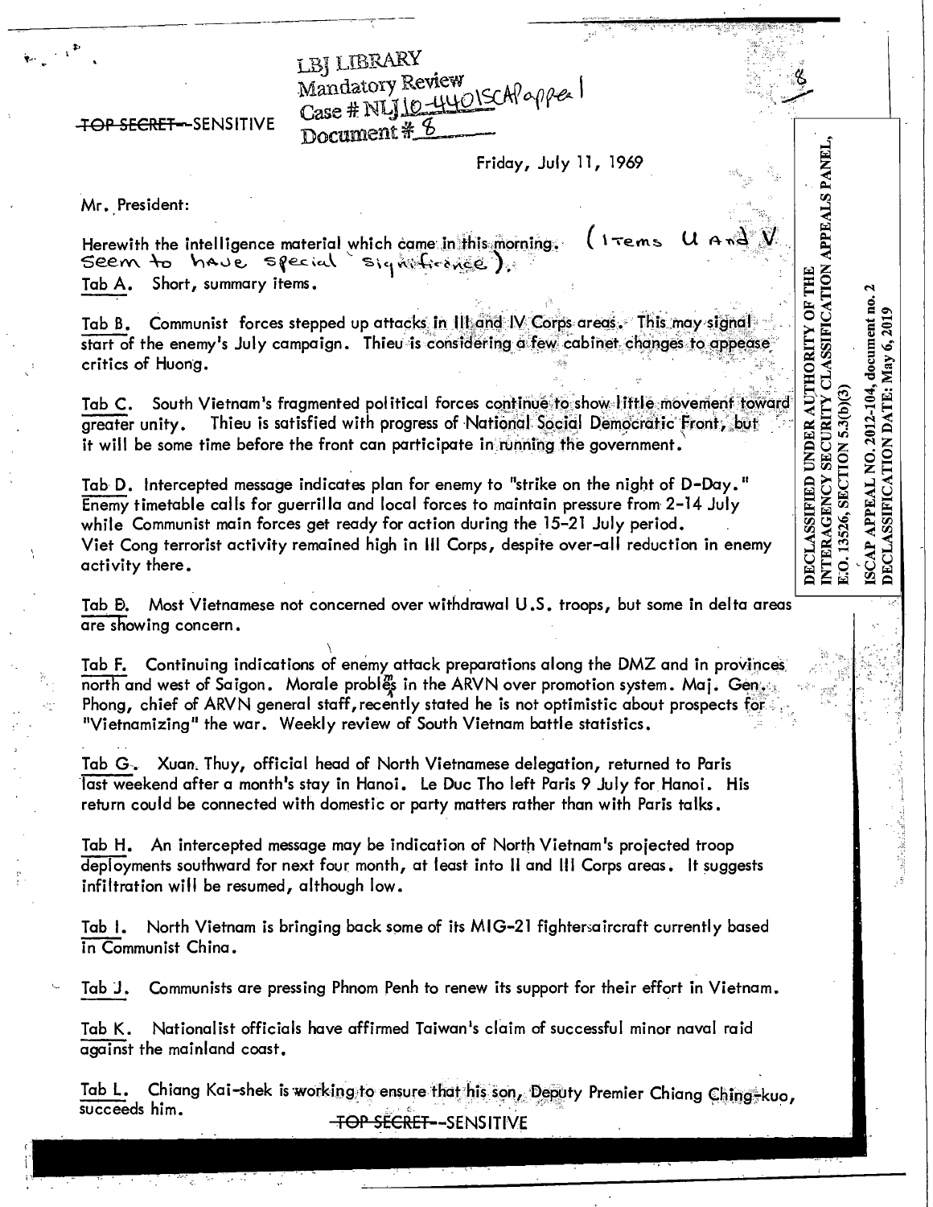LBJ LIBRARY
Mandatory Review
Case # NLJ 10-440 ISCAP appeal
Document # 8

~~TOP SECRET~~--SENSITIVE

Friday, July 11, 1969

Mr. President:

Herewith the intelligence material which came in this morning. (Items U and V seem to have special significance).

Tab A. Short, summary items.

Tab B. Communist forces stepped up attacks in III and IV Corps areas. This may signal start of the enemy's July campaign. Thieu is considering a few cabinet changes to appease critics of Huong.

Tab C. South Vietnam's fragmented political forces continue to show little movement toward greater unity. Thieu is satisfied with progress of National Social Democratic Front, but it will be some time before the front can participate in running the government.

Tab D. Intercepted message indicates plan for enemy to "strike on the night of D-Day." Enemy timetable calls for guerrilla and local forces to maintain pressure from 2-14 July while Communist main forces get ready for action during the 15-21 July period. Viet Cong terrorist activity remained high in III Corps, despite over-all reduction in enemy activity there.

Tab E. Most Vietnamese not concerned over withdrawal U.S. troops, but some in delta areas are showing concern.

Tab F. Continuing indications of enemy attack preparations along the DMZ and in provinces north and west of Saigon. Morale problems in the ARVN over promotion system. Maj. Gen. Phong, chief of ARVN general staff, recently stated he is not optimistic about prospects for "Vietnamizing" the war. Weekly review of South Vietnam battle statistics.

Tab G. Xuan Thuy, official head of North Vietnamese delegation, returned to Paris last weekend after a month's stay in Hanoi. Le Duc Tho left Paris 9 July for Hanoi. His return could be connected with domestic or party matters rather than with Paris talks.

Tab H. An intercepted message may be indication of North Vietnam's projected troop deployments southward for next four month, at least into II and III Corps areas. It suggests infiltration will be resumed, although low.

Tab I. North Vietnam is bringing back some of its MIG-21 fighter aircraft currently based in Communist China.

Tab J. Communists are pressing Phnom Penh to renew its support for their effort in Vietnam.

Tab K. Nationalist officials have affirmed Taiwan's claim of successful minor naval raid against the mainland coast.

Tab L. Chiang Kai-shek is working to ensure that his son, Deputy Premier Chiang Ching-kuo, succeeds him.

~~TOP SECRET~~--SENSITIVE

DECLASSIFIED UNDER AUTHORITY OF THE INTERAGENCY SECURITY CLASSIFICATION APPEALS PANEL, E.O. 13526, SECTION 5.3(b)(3)

ISCAP APPEAL NO. 2012-104, document no. 2
DECLASSIFICATION DATE: May 6, 2019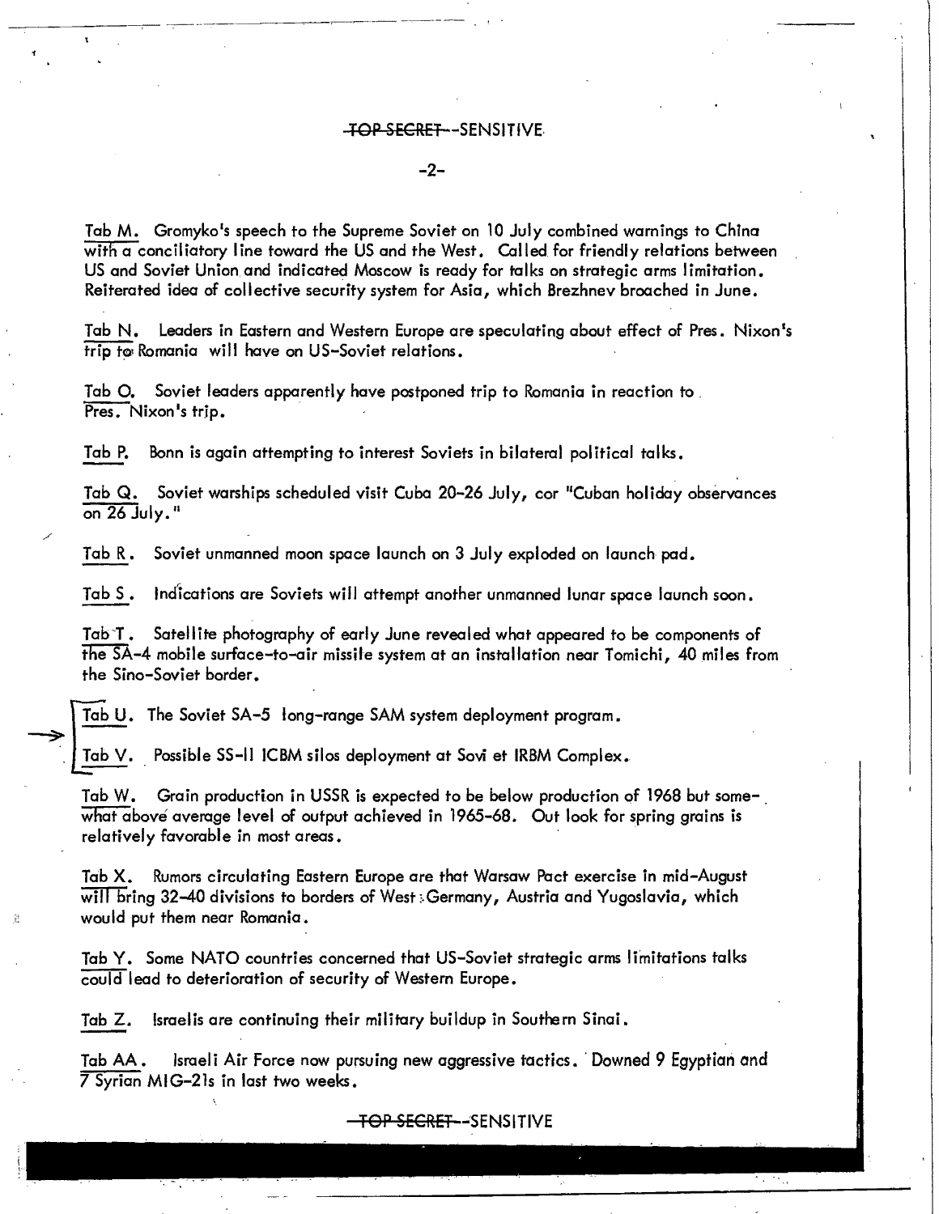~~TOP SECRET~~--SENSITIVE

Tab M. Gromyko's speech to the Supreme Soviet on 10 July combined warnings to China with a conciliatory line toward the US and the West. Called for friendly relations between US and Soviet Union and indicated Moscow is ready for talks on strategic arms limitation. Reiterated idea of collective security system for Asia, which Brezhnev broached in June.

Tab N. Leaders in Eastern and Western Europe are speculating about effect of Pres. Nixon's trip to Romania will have on US-Soviet relations.

Tab O. Soviet leaders apparently have postponed trip to Romania in reaction to Pres. Nixon's trip.

Tab P. Bonn is again attempting to interest Soviets in bilateral political talks.

Tab Q. Soviet warships scheduled visit Cuba 20-26 July, cor "Cuban holiday observances on 26 July."

Tab R. Soviet unmanned moon space launch on 3 July exploded on launch pad.

Tab S. Indications are Soviets will attempt another unmanned lunar space launch soon.

Tab T. Satellite photography of early June revealed what appeared to be components of the SA-4 mobile surface-to-air missile system at an installation near Tomichi, 40 miles from the Sino-Soviet border.

Tab U. The Soviet SA-5 long-range SAM system deployment program.

Tab V. Possible SS-11 ICBM silos deployment at Soviet IRBM Complex.

Tab W. Grain production in USSR is expected to be below production of 1968 but somewhat above average level of output achieved in 1965-68. Out look for spring grains is relatively favorable in most areas.

Tab X. Rumors circulating Eastern Europe are that Warsaw Pact exercise in mid-August will bring 32-40 divisions to borders of West Germany, Austria and Yugoslavia, which would put them near Romania.

Tab Y. Some NATO countries concerned that US-Soviet strategic arms limitations talks could lead to deterioration of security of Western Europe.

Tab Z. Israelis are continuing their military buildup in Southern Sinai.

Tab AA. Israeli Air Force now pursuing new aggressive tactics. Downed 9 Egyptian and 7 Syrian MIG-21s in last two weeks.

~~TOP SECRET~~--SENSITIVE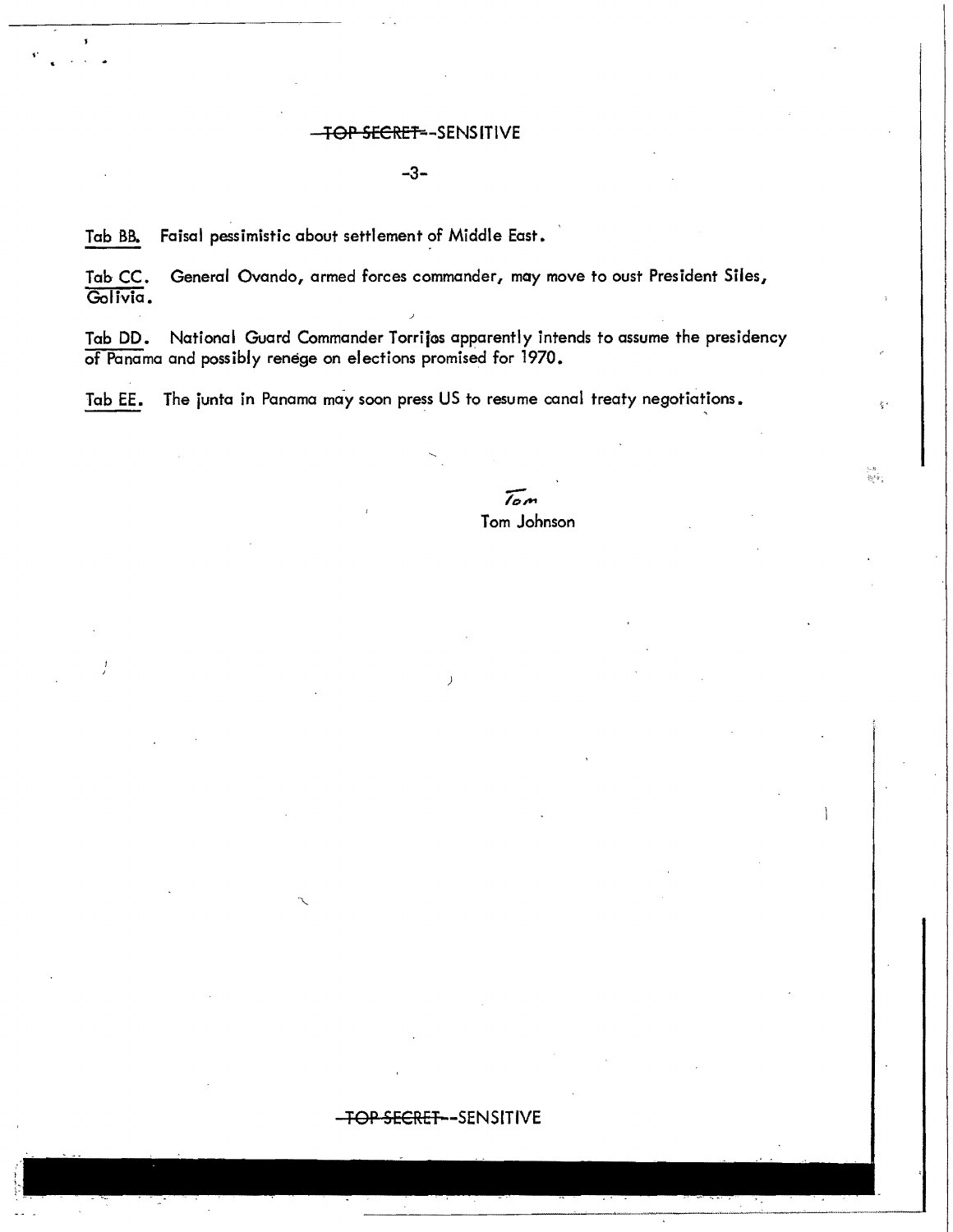~~TOP SECRET~~--SENSITIVE

Tab BB. Faisal pessimistic about settlement of Middle East.

Tab CC. General Ovando, armed forces commander, may move to oust President Siles, Golivia.

Tab DD. National Guard Commander Torrijos apparently intends to assume the presidency of Panama and possibly renege on elections promised for 1970.

Tab EE. The junta in Panama may soon press US to resume canal treaty negotiations.

Tom
Tom Johnson

~~TOP SECRET~~--SENSITIVE